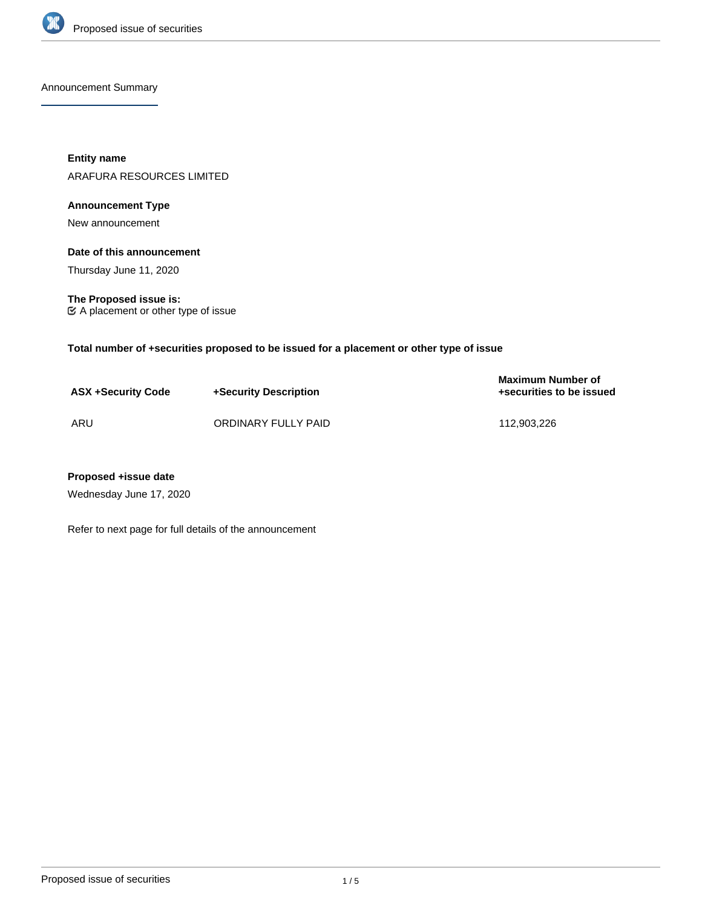## Announcement Summary

**Entity name**

ARAFURA RESOURCES LIMITED

**Announcement Type**

New announcement

**Date of this announcement**

Thursday June 11, 2020

**The Proposed issue is:**

☑ A placement or other type of issue

**Total number of +securities proposed to be issued for a placement or other type of issue**

| ASX +Security Code | +Security Description | Maximum Number of +securities to be issued |
|---|---|---|
| ARU | ORDINARY FULLY PAID | 112,903,226 |

**Proposed +issue date**

Wednesday June 17, 2020

Refer to next page for full details of the announcement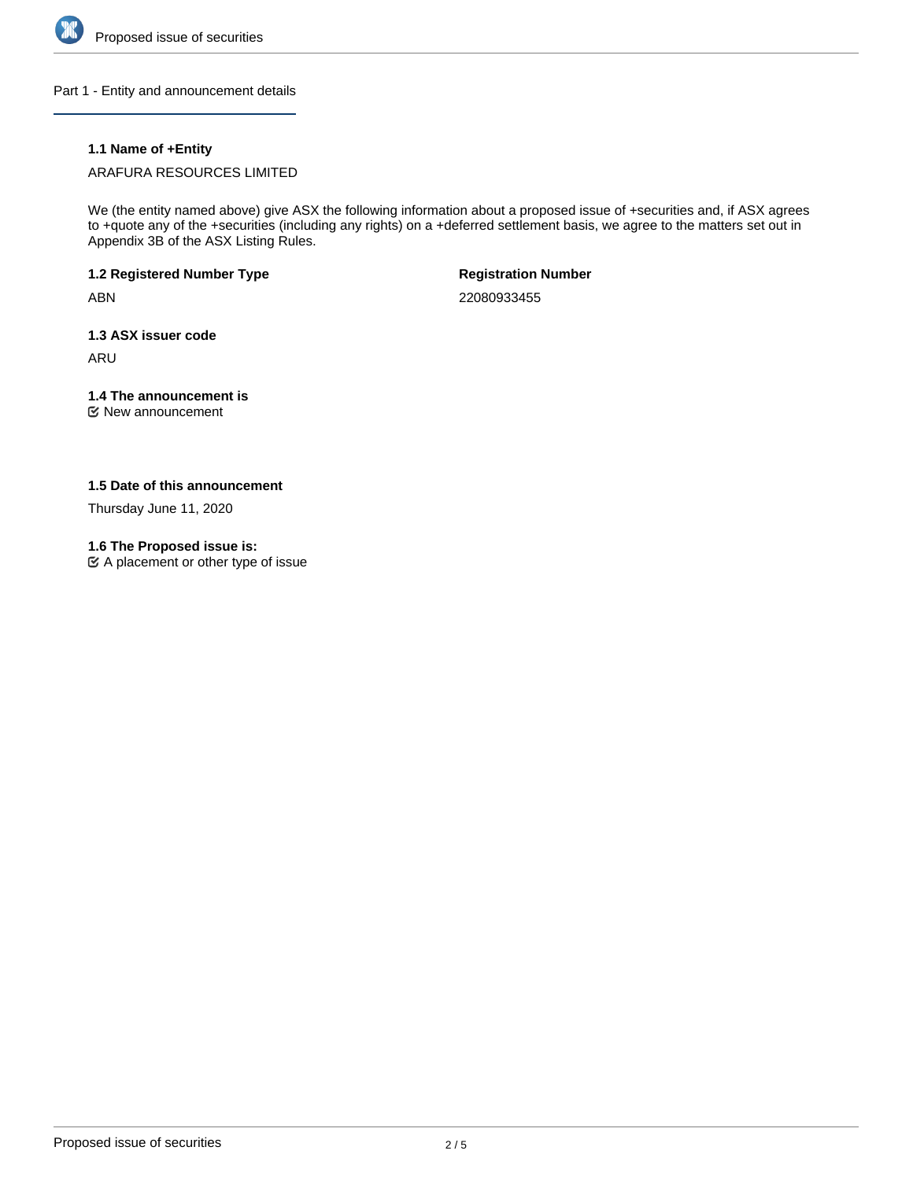## Part 1 - Entity and announcement details

### 1.1 Name of +Entity

ARAFURA RESOURCES LIMITED

We (the entity named above) give ASX the following information about a proposed issue of +securities and, if ASX agrees to +quote any of the +securities (including any rights) on a +deferred settlement basis, we agree to the matters set out in Appendix 3B of the ASX Listing Rules.

### 1.2 Registered Number Type

ABN

### Registration Number

22080933455

### 1.3 ASX issuer code

ARU

### 1.4 The announcement is

☑ New announcement

### 1.5 Date of this announcement

Thursday June 11, 2020

### 1.6 The Proposed issue is:

☑ A placement or other type of issue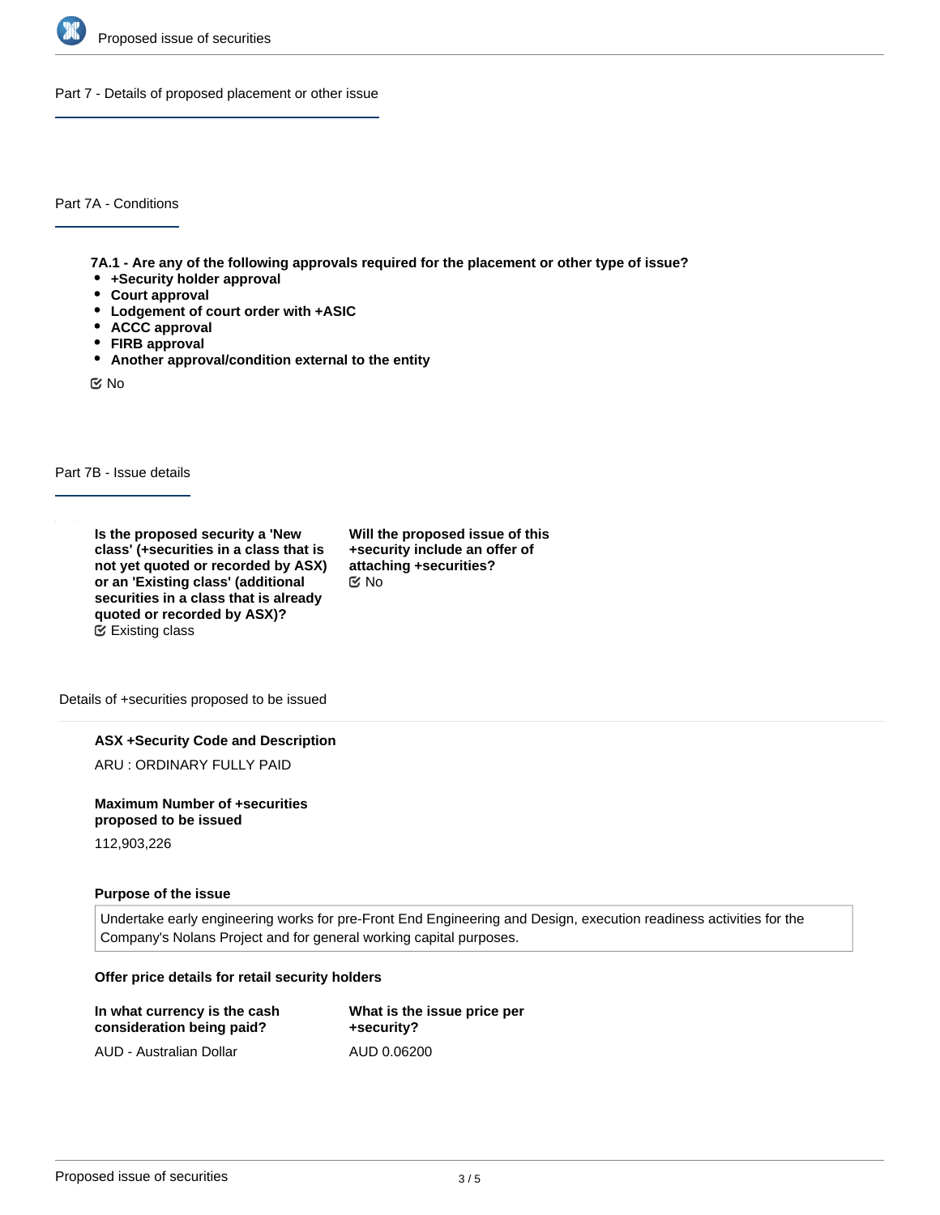## Part 7 - Details of proposed placement or other issue

### Part 7A - Conditions

**7A.1 - Are any of the following approvals required for the placement or other type of issue?**

- **+Security holder approval**
- **Court approval**
- **Lodgement of court order with +ASIC**
- **ACCC approval**
- **FIRB approval**
- **Another approval/condition external to the entity**

☑ No

### Part 7B - Issue details

**Is the proposed security a 'New class' (+securities in a class that is not yet quoted or recorded by ASX) or an 'Existing class' (additional securities in a class that is already quoted or recorded by ASX)?**

☑ Existing class

**Will the proposed issue of this +security include an offer of attaching +securities?**

☑ No

#### Details of +securities proposed to be issued

**ASX +Security Code and Description**

ARU : ORDINARY FULLY PAID

**Maximum Number of +securities proposed to be issued**

112,903,226

**Purpose of the issue**

Undertake early engineering works for pre-Front End Engineering and Design, execution readiness activities for the Company's Nolans Project and for general working capital purposes.

**Offer price details for retail security holders**

**In what currency is the cash consideration being paid?**

AUD - Australian Dollar

**What is the issue price per +security?**

AUD 0.06200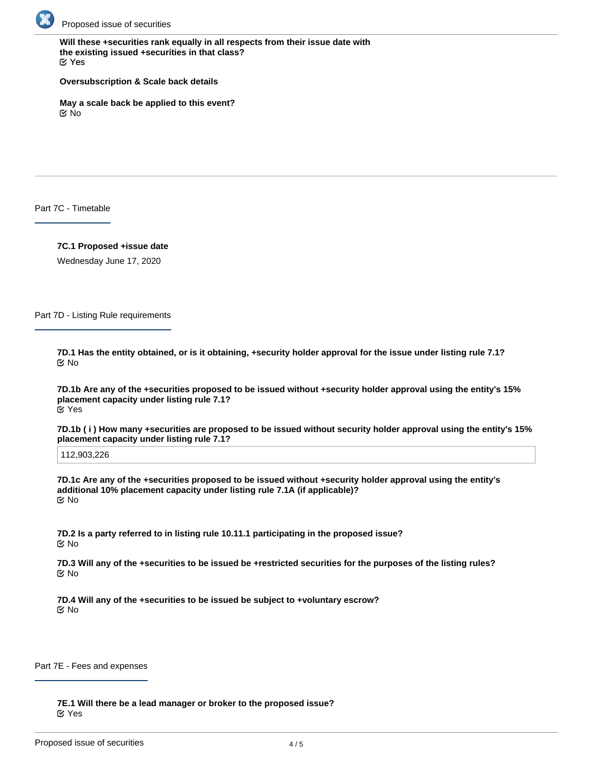**Will these +securities rank equally in all respects from their issue date with the existing issued +securities in that class?**
☑ Yes

**Oversubscription & Scale back details**

**May a scale back be applied to this event?**
☑ No

## Part 7C - Timetable

**7C.1 Proposed +issue date**

Wednesday June 17, 2020

## Part 7D - Listing Rule requirements

**7D.1 Has the entity obtained, or is it obtaining, +security holder approval for the issue under listing rule 7.1?**
☑ No

**7D.1b Are any of the +securities proposed to be issued without +security holder approval using the entity's 15% placement capacity under listing rule 7.1?**
☑ Yes

**7D.1b ( i ) How many +securities are proposed to be issued without security holder approval using the entity's 15% placement capacity under listing rule 7.1?**

112,903,226

**7D.1c Are any of the +securities proposed to be issued without +security holder approval using the entity's additional 10% placement capacity under listing rule 7.1A (if applicable)?**
☑ No

**7D.2 Is a party referred to in listing rule 10.11.1 participating in the proposed issue?**
☑ No

**7D.3 Will any of the +securities to be issued be +restricted securities for the purposes of the listing rules?**
☑ No

**7D.4 Will any of the +securities to be issued be subject to +voluntary escrow?**
☑ No

## Part 7E - Fees and expenses

**7E.1 Will there be a lead manager or broker to the proposed issue?**
☑ Yes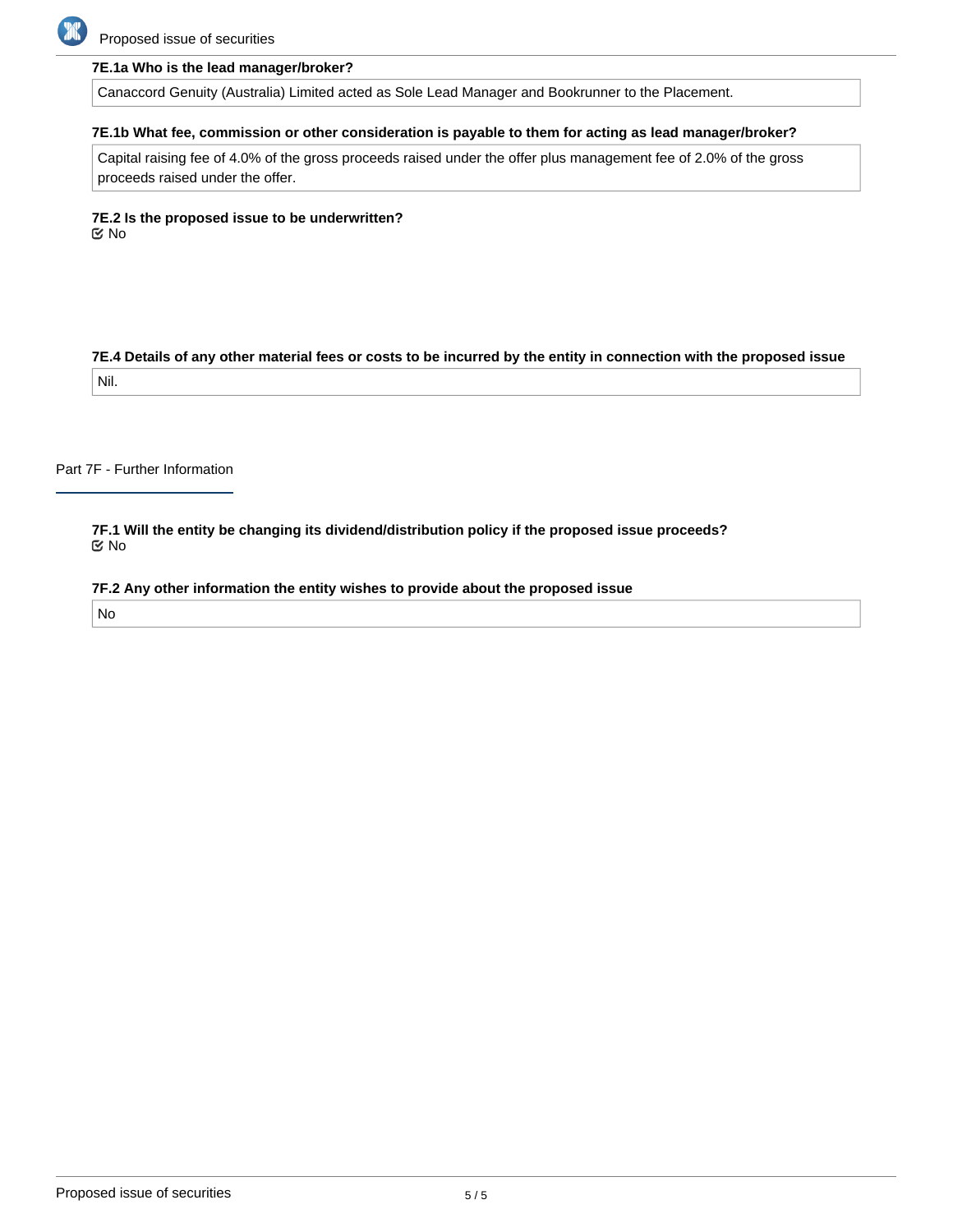**7E.1a Who is the lead manager/broker?**

Canaccord Genuity (Australia) Limited acted as Sole Lead Manager and Bookrunner to the Placement.

**7E.1b What fee, commission or other consideration is payable to them for acting as lead manager/broker?**

Capital raising fee of 4.0% of the gross proceeds raised under the offer plus management fee of 2.0% of the gross proceeds raised under the offer.

**7E.2 Is the proposed issue to be underwritten?**

☑ No

**7E.4 Details of any other material fees or costs to be incurred by the entity in connection with the proposed issue**

Nil.

## Part 7F - Further Information

**7F.1 Will the entity be changing its dividend/distribution policy if the proposed issue proceeds?**

☑ No

**7F.2 Any other information the entity wishes to provide about the proposed issue**

No